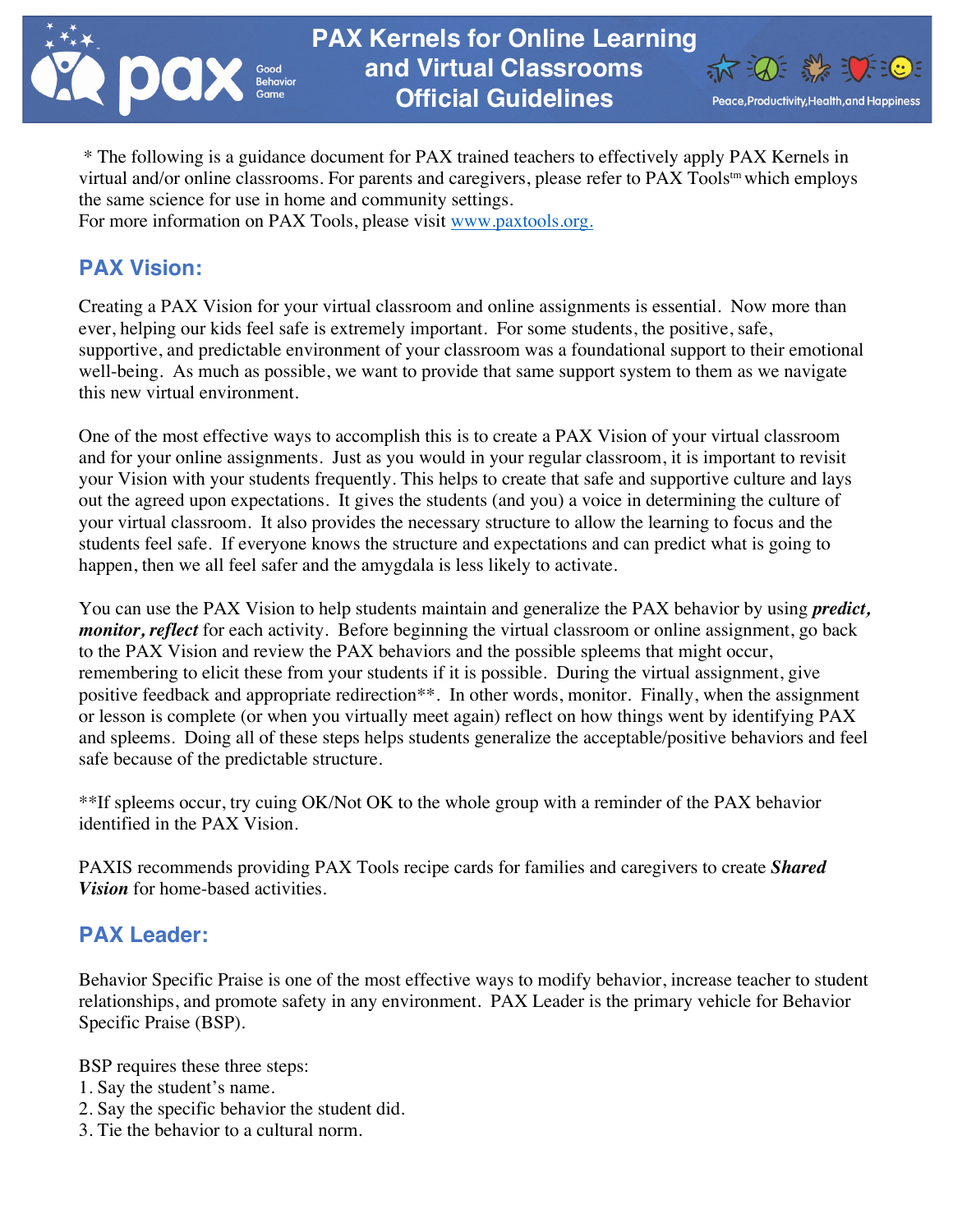# PAX Kernels for Online Learning and Virtual Classrooms Official Guidelines

pax Good Behavior Game

Peace,Productivity,Health,and Happiness

\* The following is a guidance document for PAX trained teachers to effectively apply PAX Kernels in virtual and/or online classrooms. For parents and caregivers, please refer to PAX Tools™ which employs the same science for use in home and community settings.
For more information on PAX Tools, please visit www.paxtools.org.

## PAX Vision:

Creating a PAX Vision for your virtual classroom and online assignments is essential. Now more than ever, helping our kids feel safe is extremely important. For some students, the positive, safe, supportive, and predictable environment of your classroom was a foundational support to their emotional well-being. As much as possible, we want to provide that same support system to them as we navigate this new virtual environment.

One of the most effective ways to accomplish this is to create a PAX Vision of your virtual classroom and for your online assignments. Just as you would in your regular classroom, it is important to revisit your Vision with your students frequently. This helps to create that safe and supportive culture and lays out the agreed upon expectations. It gives the students (and you) a voice in determining the culture of your virtual classroom. It also provides the necessary structure to allow the learning to focus and the students feel safe. If everyone knows the structure and expectations and can predict what is going to happen, then we all feel safer and the amygdala is less likely to activate.

You can use the PAX Vision to help students maintain and generalize the PAX behavior by using ***predict, monitor, reflect*** for each activity. Before beginning the virtual classroom or online assignment, go back to the PAX Vision and review the PAX behaviors and the possible spleems that might occur, remembering to elicit these from your students if it is possible. During the virtual assignment, give positive feedback and appropriate redirection**. In other words, monitor. Finally, when the assignment or lesson is complete (or when you virtually meet again) reflect on how things went by identifying PAX and spleems. Doing all of these steps helps students generalize the acceptable/positive behaviors and feel safe because of the predictable structure.

**If spleems occur, try cuing OK/Not OK to the whole group with a reminder of the PAX behavior identified in the PAX Vision.

PAXIS recommends providing PAX Tools recipe cards for families and caregivers to create ***Shared Vision*** for home-based activities.

## PAX Leader:

Behavior Specific Praise is one of the most effective ways to modify behavior, increase teacher to student relationships, and promote safety in any environment. PAX Leader is the primary vehicle for Behavior Specific Praise (BSP).

BSP requires these three steps:
1. Say the student's name.
2. Say the specific behavior the student did.
3. Tie the behavior to a cultural norm.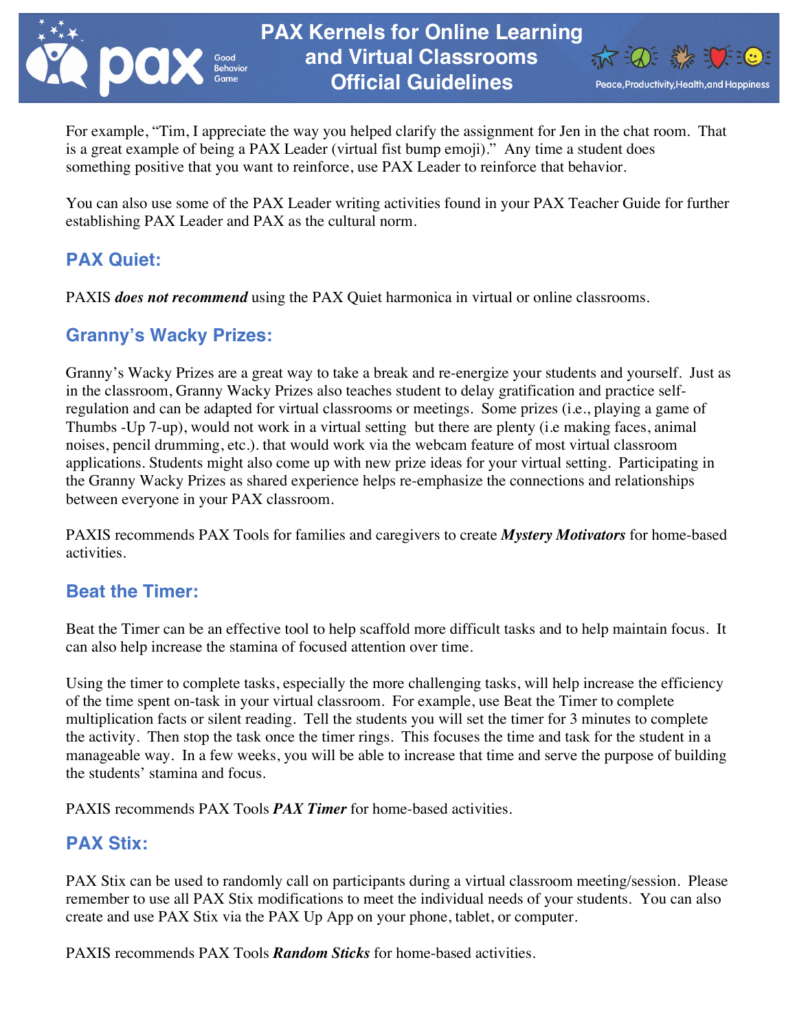For example, "Tim, I appreciate the way you helped clarify the assignment for Jen in the chat room. That is a great example of being a PAX Leader (virtual fist bump emoji)." Any time a student does something positive that you want to reinforce, use PAX Leader to reinforce that behavior.

You can also use some of the PAX Leader writing activities found in your PAX Teacher Guide for further establishing PAX Leader and PAX as the cultural norm.

## PAX Quiet:

PAXIS ***does not recommend*** using the PAX Quiet harmonica in virtual or online classrooms.

## Granny's Wacky Prizes:

Granny's Wacky Prizes are a great way to take a break and re-energize your students and yourself. Just as in the classroom, Granny Wacky Prizes also teaches student to delay gratification and practice self-regulation and can be adapted for virtual classrooms or meetings. Some prizes (i.e., playing a game of Thumbs -Up 7-up), would not work in a virtual setting but there are plenty (i.e making faces, animal noises, pencil drumming, etc.). that would work via the webcam feature of most virtual classroom applications. Students might also come up with new prize ideas for your virtual setting. Participating in the Granny Wacky Prizes as shared experience helps re-emphasize the connections and relationships between everyone in your PAX classroom.

PAXIS recommends PAX Tools for families and caregivers to create ***Mystery Motivators*** for home-based activities.

## Beat the Timer:

Beat the Timer can be an effective tool to help scaffold more difficult tasks and to help maintain focus. It can also help increase the stamina of focused attention over time.

Using the timer to complete tasks, especially the more challenging tasks, will help increase the efficiency of the time spent on-task in your virtual classroom. For example, use Beat the Timer to complete multiplication facts or silent reading. Tell the students you will set the timer for 3 minutes to complete the activity. Then stop the task once the timer rings. This focuses the time and task for the student in a manageable way. In a few weeks, you will be able to increase that time and serve the purpose of building the students' stamina and focus.

PAXIS recommends PAX Tools ***PAX Timer*** for home-based activities.

## PAX Stix:

PAX Stix can be used to randomly call on participants during a virtual classroom meeting/session. Please remember to use all PAX Stix modifications to meet the individual needs of your students. You can also create and use PAX Stix via the PAX Up App on your phone, tablet, or computer.

PAXIS recommends PAX Tools ***Random Sticks*** for home-based activities.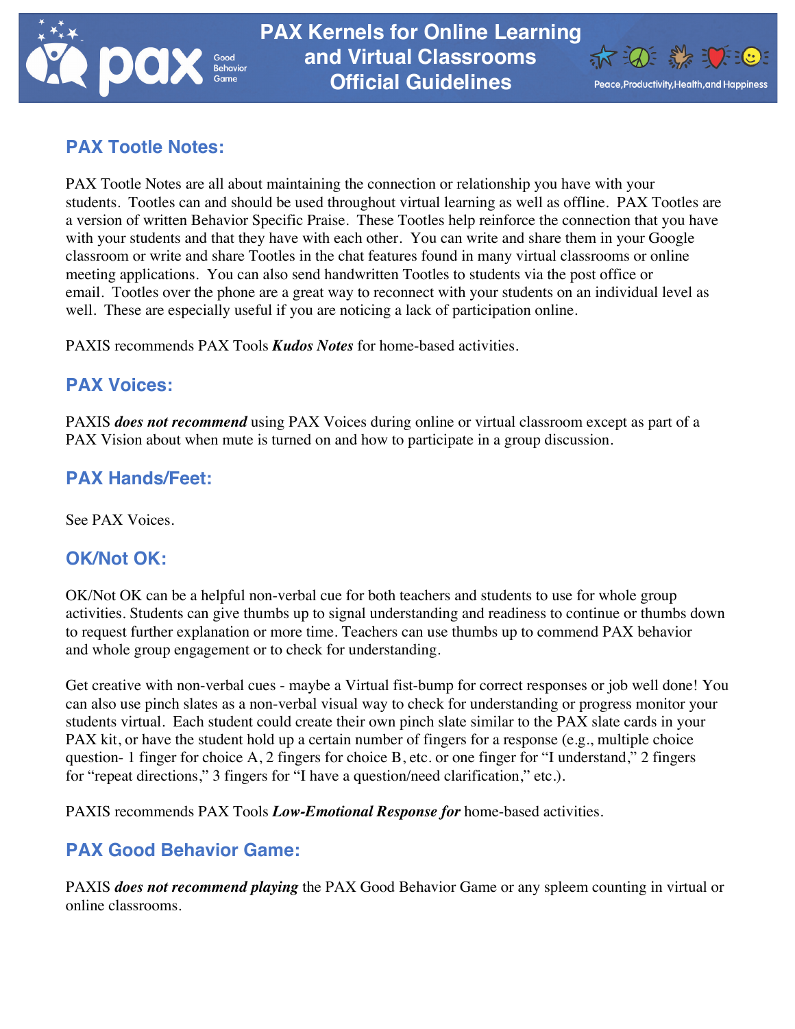# PAX Kernels for Online Learning and Virtual Classrooms Official Guidelines

## PAX Tootle Notes:

PAX Tootle Notes are all about maintaining the connection or relationship you have with your students. Tootles can and should be used throughout virtual learning as well as offline. PAX Tootles are a version of written Behavior Specific Praise. These Tootles help reinforce the connection that you have with your students and that they have with each other. You can write and share them in your Google classroom or write and share Tootles in the chat features found in many virtual classrooms or online meeting applications. You can also send handwritten Tootles to students via the post office or email. Tootles over the phone are a great way to reconnect with your students on an individual level as well. These are especially useful if you are noticing a lack of participation online.

PAXIS recommends PAX Tools ***Kudos Notes*** for home-based activities.

## PAX Voices:

PAXIS ***does not recommend*** using PAX Voices during online or virtual classroom except as part of a PAX Vision about when mute is turned on and how to participate in a group discussion.

## PAX Hands/Feet:

See PAX Voices.

## OK/Not OK:

OK/Not OK can be a helpful non-verbal cue for both teachers and students to use for whole group activities. Students can give thumbs up to signal understanding and readiness to continue or thumbs down to request further explanation or more time. Teachers can use thumbs up to commend PAX behavior and whole group engagement or to check for understanding.

Get creative with non-verbal cues - maybe a Virtual fist-bump for correct responses or job well done! You can also use pinch slates as a non-verbal visual way to check for understanding or progress monitor your students virtual. Each student could create their own pinch slate similar to the PAX slate cards in your PAX kit, or have the student hold up a certain number of fingers for a response (e.g., multiple choice question- 1 finger for choice A, 2 fingers for choice B, etc. or one finger for "I understand," 2 fingers for "repeat directions," 3 fingers for "I have a question/need clarification," etc.).

PAXIS recommends PAX Tools ***Low-Emotional Response for*** home-based activities.

## PAX Good Behavior Game:

PAXIS ***does not recommend playing*** the PAX Good Behavior Game or any spleem counting in virtual or online classrooms.